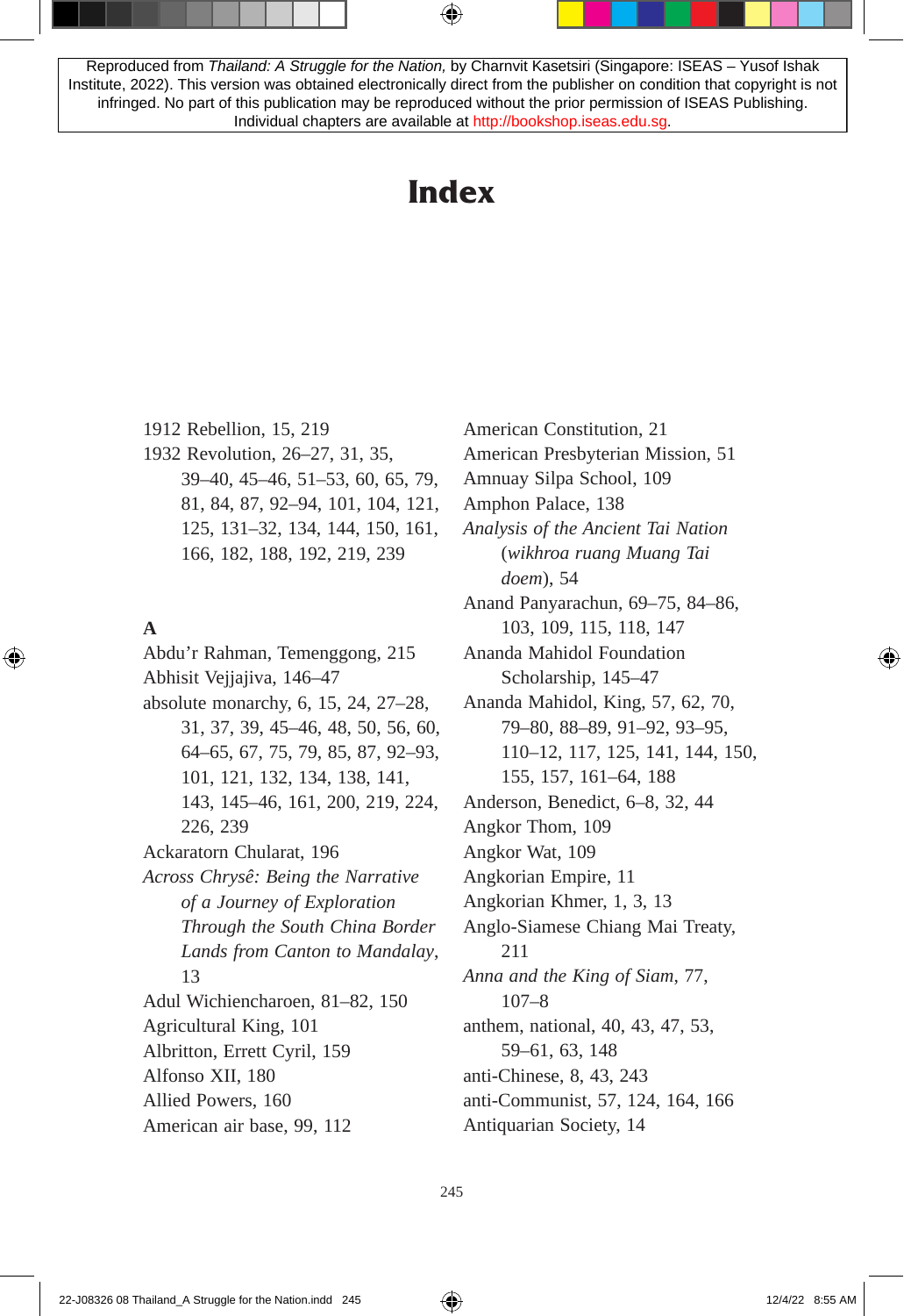Reproduced from *Thailand: A Struggle for the Nation,* by Charnvit Kasetsiri (Singapore: ISEAS – Yusof Ishak Institute, 2022). This version was obtained electronically direct from the publisher on condition that copyright is not infringed. No part of this publication may be reproduced without the prior permission of ISEAS Publishing. Individual chapters are available at http://bookshop.iseas.edu.sg.

# Index

1912 Rebellion, 15, 219
1932 Revolution, 26–27, 31, 35, 39–40, 45–46, 51–53, 60, 65, 79, 81, 84, 87, 92–94, 101, 104, 121, 125, 131–32, 134, 144, 150, 161, 166, 182, 188, 192, 219, 239

**A**

Abdu'r Rahman, Temenggong, 215
Abhisit Vejjajiva, 146–47
absolute monarchy, 6, 15, 24, 27–28, 31, 37, 39, 45–46, 48, 50, 56, 60, 64–65, 67, 75, 79, 85, 87, 92–93, 101, 121, 132, 134, 138, 141, 143, 145–46, 161, 200, 219, 224, 226, 239
Ackaratorn Chularat, 196
*Across Chrysê: Being the Narrative of a Journey of Exploration Through the South China Border Lands from Canton to Mandalay*, 13
Adul Wichiencharoen, 81–82, 150
Agricultural King, 101
Albritton, Errett Cyril, 159
Alfonso XII, 180
Allied Powers, 160
American air base, 99, 112
American Constitution, 21
American Presbyterian Mission, 51
Amnuay Silpa School, 109
Amphon Palace, 138
*Analysis of the Ancient Tai Nation* (*wikhroa ruang Muang Tai doem*), 54
Anand Panyarachun, 69–75, 84–86, 103, 109, 115, 118, 147
Ananda Mahidol Foundation Scholarship, 145–47
Ananda Mahidol, King, 57, 62, 70, 79–80, 88–89, 91–92, 93–95, 110–12, 117, 125, 141, 144, 150, 155, 157, 161–64, 188
Anderson, Benedict, 6–8, 32, 44
Angkor Thom, 109
Angkor Wat, 109
Angkorian Empire, 11
Angkorian Khmer, 1, 3, 13
Anglo-Siamese Chiang Mai Treaty, 211
*Anna and the King of Siam*, 77, 107–8
anthem, national, 40, 43, 47, 53, 59–61, 63, 148
anti-Chinese, 8, 43, 243
anti-Communist, 57, 124, 164, 166
Antiquarian Society, 14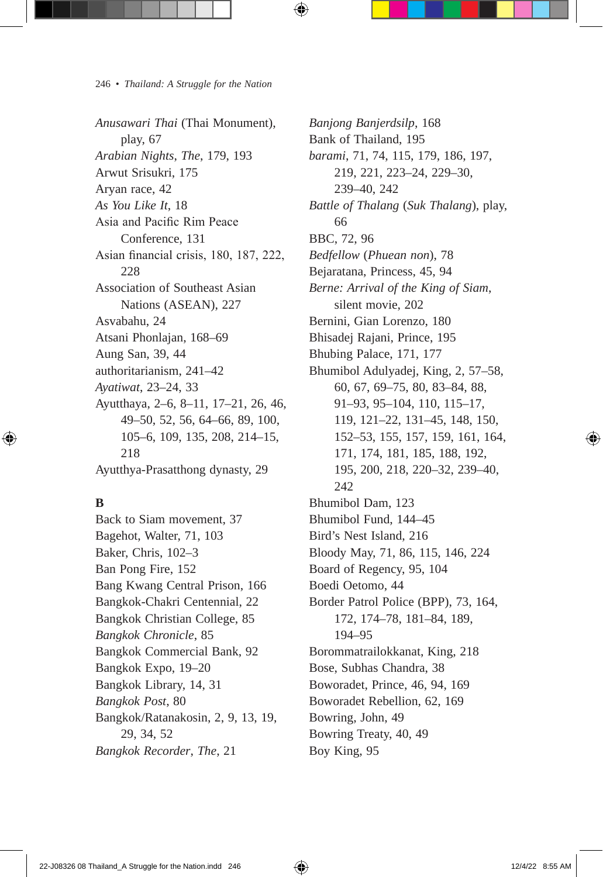*Anusawari Thai* (Thai Monument), play, 67
*Arabian Nights*, *The*, 179, 193
Arwut Srisukri, 175
Aryan race, 42
*As You Like It*, 18
Asia and Pacific Rim Peace Conference, 131
Asian financial crisis, 180, 187, 222, 228
Association of Southeast Asian Nations (ASEAN), 227
Asvabahu, 24
Atsani Phonlajan, 168–69
Aung San, 39, 44
authoritarianism, 241–42
*Ayatiwat*, 23–24, 33
Ayutthaya, 2–6, 8–11, 17–21, 26, 46, 49–50, 52, 56, 64–66, 89, 100, 105–6, 109, 135, 208, 214–15, 218
Ayutthya-Prasatthong dynasty, 29

**B**

Back to Siam movement, 37
Bagehot, Walter, 71, 103
Baker, Chris, 102–3
Ban Pong Fire, 152
Bang Kwang Central Prison, 166
Bangkok-Chakri Centennial, 22
Bangkok Christian College, 85
*Bangkok Chronicle*, 85
Bangkok Commercial Bank, 92
Bangkok Expo, 19–20
Bangkok Library, 14, 31
*Bangkok Post*, 80
Bangkok/Ratanakosin, 2, 9, 13, 19, 29, 34, 52
*Bangkok Recorder*, *The*, 21
*Banjong Banjerdsilp*, 168
Bank of Thailand, 195
*barami*, 71, 74, 115, 179, 186, 197, 219, 221, 223–24, 229–30, 239–40, 242
*Battle of Thalang* (*Suk Thalang*), play, 66
BBC, 72, 96
*Bedfellow* (*Phuean non*), 78
Bejaratana, Princess, 45, 94
*Berne: Arrival of the King of Siam*, silent movie, 202
Bernini, Gian Lorenzo, 180
Bhisadej Rajani, Prince, 195
Bhubing Palace, 171, 177
Bhumibol Adulyadej, King, 2, 57–58, 60, 67, 69–75, 80, 83–84, 88, 91–93, 95–104, 110, 115–17, 119, 121–22, 131–45, 148, 150, 152–53, 155, 157, 159, 161, 164, 171, 174, 181, 185, 188, 192, 195, 200, 218, 220–32, 239–40, 242
Bhumibol Dam, 123
Bhumibol Fund, 144–45
Bird's Nest Island, 216
Bloody May, 71, 86, 115, 146, 224
Board of Regency, 95, 104
Boedi Oetomo, 44
Border Patrol Police (BPP), 73, 164, 172, 174–78, 181–84, 189, 194–95
Borommatrailokkanat, King, 218
Bose, Subhas Chandra, 38
Boworadet, Prince, 46, 94, 169
Boworadet Rebellion, 62, 169
Bowring, John, 49
Bowring Treaty, 40, 49
Boy King, 95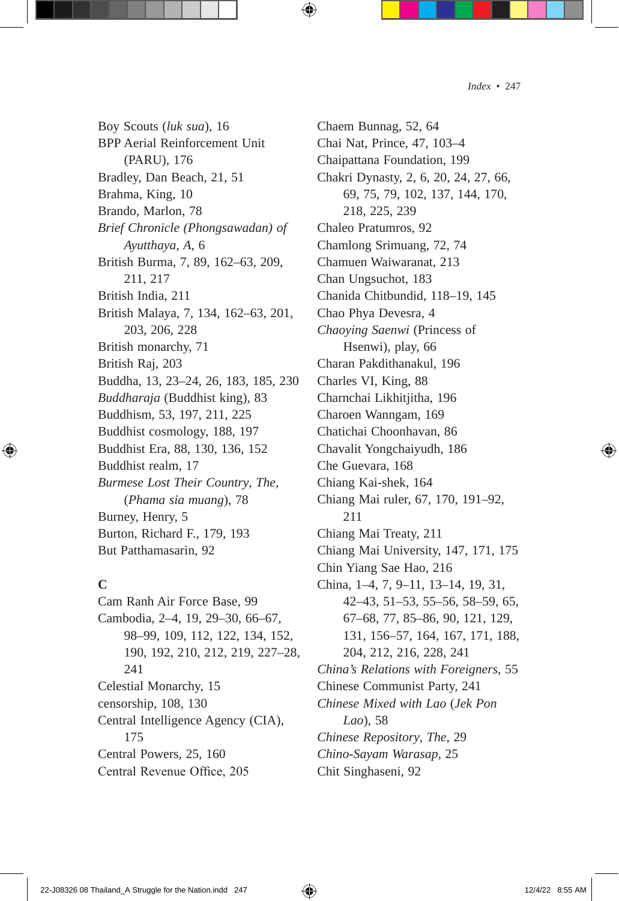Boy Scouts (*luk sua*), 16
BPP Aerial Reinforcement Unit (PARU), 176
Bradley, Dan Beach, 21, 51
Brahma, King, 10
Brando, Marlon, 78
*Brief Chronicle (Phongsawadan) of Ayutthaya, A*, 6
British Burma, 7, 89, 162–63, 209, 211, 217
British India, 211
British Malaya, 7, 134, 162–63, 201, 203, 206, 228
British monarchy, 71
British Raj, 203
Buddha, 13, 23–24, 26, 183, 185, 230
*Buddharaja* (Buddhist king), 83
Buddhism, 53, 197, 211, 225
Buddhist cosmology, 188, 197
Buddhist Era, 88, 130, 136, 152
Buddhist realm, 17
*Burmese Lost Their Country, The*, (*Phama sia muang*), 78
Burney, Henry, 5
Burton, Richard F., 179, 193
But Patthamasarin, 92

**C**

Cam Ranh Air Force Base, 99
Cambodia, 2–4, 19, 29–30, 66–67, 98–99, 109, 112, 122, 134, 152, 190, 192, 210, 212, 219, 227–28, 241
Celestial Monarchy, 15
censorship, 108, 130
Central Intelligence Agency (CIA), 175
Central Powers, 25, 160
Central Revenue Office, 205
Chaem Bunnag, 52, 64
Chai Nat, Prince, 47, 103–4
Chaipattana Foundation, 199
Chakri Dynasty, 2, 6, 20, 24, 27, 66, 69, 75, 79, 102, 137, 144, 170, 218, 225, 239
Chaleo Pratumros, 92
Chamlong Srimuang, 72, 74
Chamuen Waiwaranat, 213
Chan Ungsuchot, 183
Chanida Chitbundid, 118–19, 145
Chao Phya Devesra, 4
*Chaoying Saenwi* (Princess of Hsenwi), play, 66
Charan Pakdithanakul, 196
Charles VI, King, 88
Charnchai Likhitjitha, 196
Charoen Wanngam, 169
Chatichai Choonhavan, 86
Chavalit Yongchaiyudh, 186
Che Guevara, 168
Chiang Kai-shek, 164
Chiang Mai ruler, 67, 170, 191–92, 211
Chiang Mai Treaty, 211
Chiang Mai University, 147, 171, 175
Chin Yiang Sae Hao, 216
China, 1–4, 7, 9–11, 13–14, 19, 31, 42–43, 51–53, 55–56, 58–59, 65, 67–68, 77, 85–86, 90, 121, 129, 131, 156–57, 164, 167, 171, 188, 204, 212, 216, 228, 241
*China's Relations with Foreigners*, 55
Chinese Communist Party, 241
*Chinese Mixed with Lao* (*Jek Pon Lao*), 58
*Chinese Repository, The*, 29
*Chino-Sayam Warasap*, 25
Chit Singhaseni, 92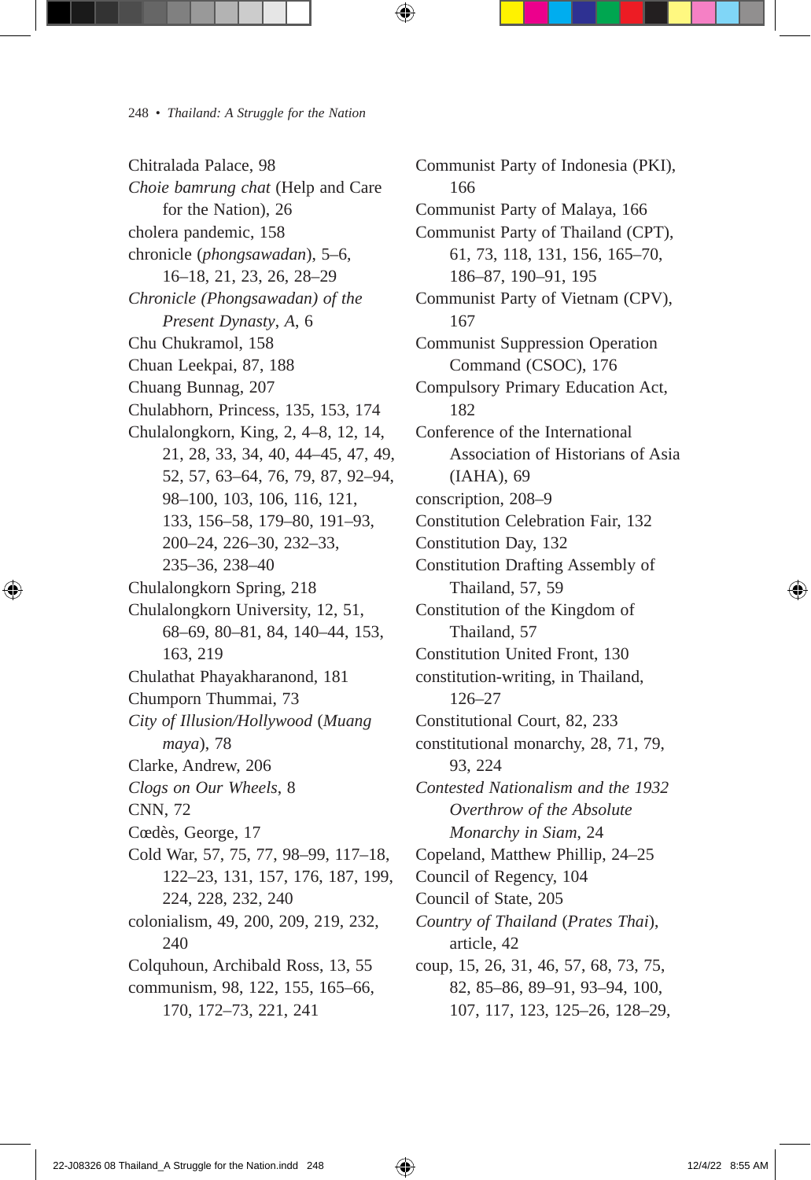Chitralada Palace, 98
*Choie bamrung chat* (Help and Care for the Nation), 26
cholera pandemic, 158
chronicle (*phongsawadan*), 5–6, 16–18, 21, 23, 26, 28–29
*Chronicle (Phongsawadan) of the Present Dynasty*, *A*, 6
Chu Chukramol, 158
Chuan Leekpai, 87, 188
Chuang Bunnag, 207
Chulabhorn, Princess, 135, 153, 174
Chulalongkorn, King, 2, 4–8, 12, 14, 21, 28, 33, 34, 40, 44–45, 47, 49, 52, 57, 63–64, 76, 79, 87, 92–94, 98–100, 103, 106, 116, 121, 133, 156–58, 179–80, 191–93, 200–24, 226–30, 232–33, 235–36, 238–40
Chulalongkorn Spring, 218
Chulalongkorn University, 12, 51, 68–69, 80–81, 84, 140–44, 153, 163, 219
Chulathat Phayakharanond, 181
Chumporn Thummai, 73
*City of Illusion/Hollywood* (*Muang maya*), 78
Clarke, Andrew, 206
*Clogs on Our Wheels*, 8
CNN, 72
Cœdès, George, 17
Cold War, 57, 75, 77, 98–99, 117–18, 122–23, 131, 157, 176, 187, 199, 224, 228, 232, 240
colonialism, 49, 200, 209, 219, 232, 240
Colquhoun, Archibald Ross, 13, 55
communism, 98, 122, 155, 165–66, 170, 172–73, 221, 241
Communist Party of Indonesia (PKI), 166
Communist Party of Malaya, 166
Communist Party of Thailand (CPT), 61, 73, 118, 131, 156, 165–70, 186–87, 190–91, 195
Communist Party of Vietnam (CPV), 167
Communist Suppression Operation Command (CSOC), 176
Compulsory Primary Education Act, 182
Conference of the International Association of Historians of Asia (IAHA), 69
conscription, 208–9
Constitution Celebration Fair, 132
Constitution Day, 132
Constitution Drafting Assembly of Thailand, 57, 59
Constitution of the Kingdom of Thailand, 57
Constitution United Front, 130
constitution-writing, in Thailand, 126–27
Constitutional Court, 82, 233
constitutional monarchy, 28, 71, 79, 93, 224
*Contested Nationalism and the 1932 Overthrow of the Absolute Monarchy in Siam*, 24
Copeland, Matthew Phillip, 24–25
Council of Regency, 104
Council of State, 205
*Country of Thailand* (*Prates Thai*), article, 42
coup, 15, 26, 31, 46, 57, 68, 73, 75, 82, 85–86, 89–91, 93–94, 100, 107, 117, 123, 125–26, 128–29,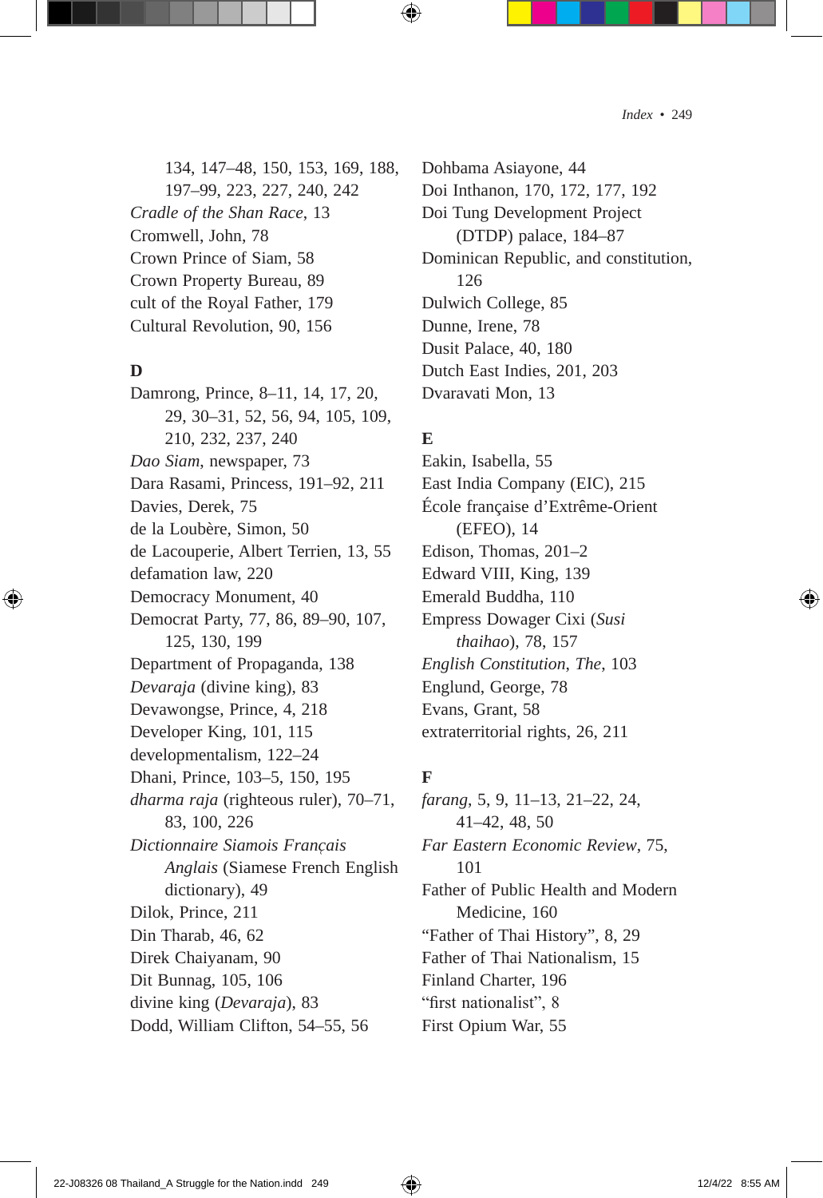134, 147–48, 150, 153, 169, 188, 197–99, 223, 227, 240, 242

*Cradle of the Shan Race*, 13

Cromwell, John, 78

Crown Prince of Siam, 58

Crown Property Bureau, 89

cult of the Royal Father, 179

Cultural Revolution, 90, 156

**D**

Damrong, Prince, 8–11, 14, 17, 20, 29, 30–31, 52, 56, 94, 105, 109, 210, 232, 237, 240

*Dao Siam*, newspaper, 73

Dara Rasami, Princess, 191–92, 211

Davies, Derek, 75

de la Loubère, Simon, 50

de Lacouperie, Albert Terrien, 13, 55

defamation law, 220

Democracy Monument, 40

Democrat Party, 77, 86, 89–90, 107, 125, 130, 199

Department of Propaganda, 138

*Devaraja* (divine king), 83

Devawongse, Prince, 4, 218

Developer King, 101, 115

developmentalism, 122–24

Dhani, Prince, 103–5, 150, 195

*dharma raja* (righteous ruler), 70–71, 83, 100, 226

*Dictionnaire Siamois Français Anglais* (Siamese French English dictionary), 49

Dilok, Prince, 211

Din Tharab, 46, 62

Direk Chaiyanam, 90

Dit Bunnag, 105, 106

divine king (*Devaraja*), 83

Dodd, William Clifton, 54–55, 56

Dohbama Asiayone, 44

Doi Inthanon, 170, 172, 177, 192

Doi Tung Development Project (DTDP) palace, 184–87

Dominican Republic, and constitution, 126

Dulwich College, 85

Dunne, Irene, 78

Dusit Palace, 40, 180

Dutch East Indies, 201, 203

Dvaravati Mon, 13

**E**

Eakin, Isabella, 55

East India Company (EIC), 215

École française d'Extrême-Orient (EFEO), 14

Edison, Thomas, 201–2

Edward VIII, King, 139

Emerald Buddha, 110

Empress Dowager Cixi (*Susi thaihao*), 78, 157

*English Constitution, The*, 103

Englund, George, 78

Evans, Grant, 58

extraterritorial rights, 26, 211

**F**

*farang*, 5, 9, 11–13, 21–22, 24, 41–42, 48, 50

*Far Eastern Economic Review*, 75, 101

Father of Public Health and Modern Medicine, 160

"Father of Thai History", 8, 29

Father of Thai Nationalism, 15

Finland Charter, 196

"first nationalist", 8

First Opium War, 55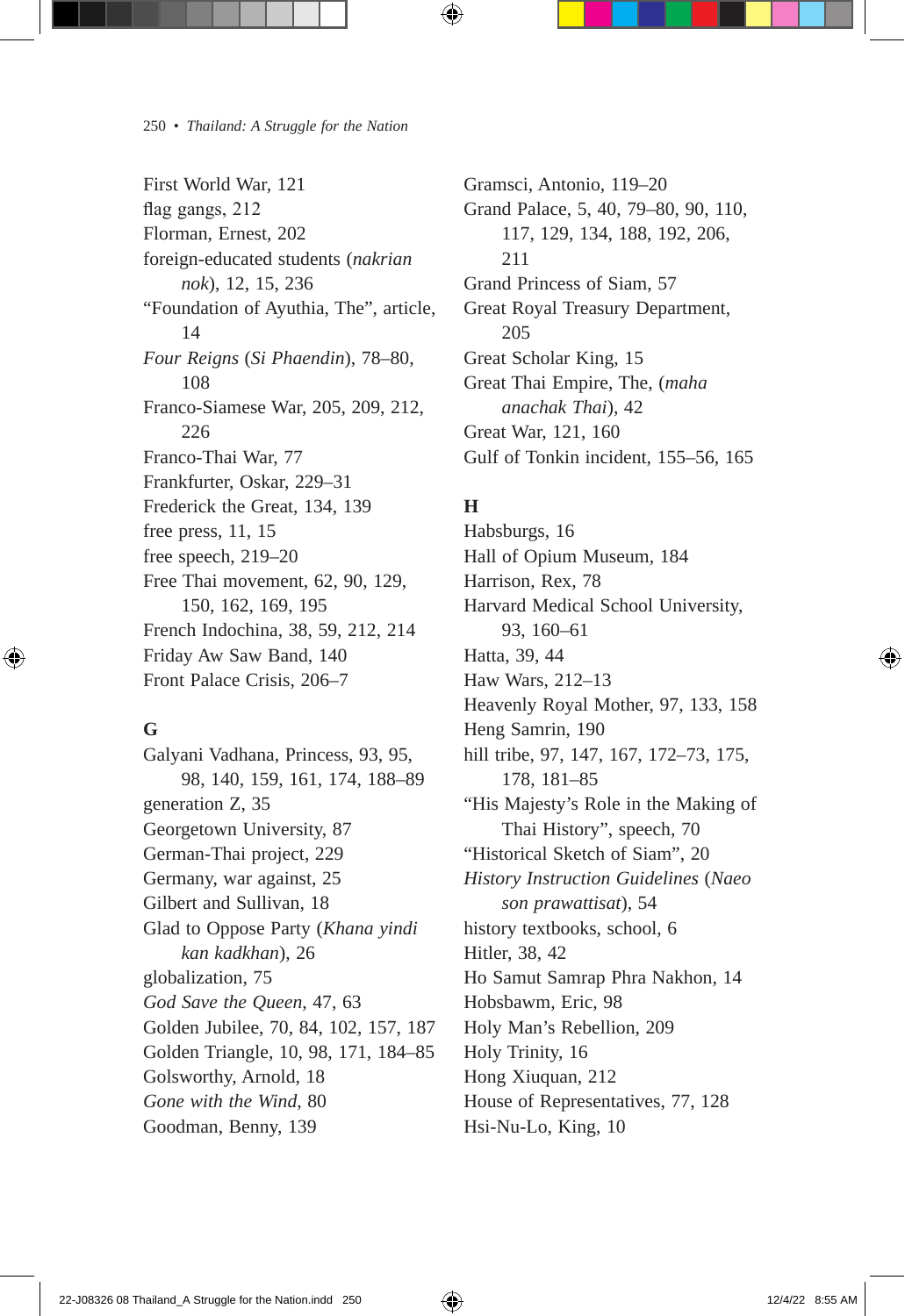First World War, 121
flag gangs, 212
Florman, Ernest, 202
foreign-educated students (*nakrian nok*), 12, 15, 236
"Foundation of Ayuthia, The", article, 14
*Four Reigns* (*Si Phaendin*), 78–80, 108
Franco-Siamese War, 205, 209, 212, 226
Franco-Thai War, 77
Frankfurter, Oskar, 229–31
Frederick the Great, 134, 139
free press, 11, 15
free speech, 219–20
Free Thai movement, 62, 90, 129, 150, 162, 169, 195
French Indochina, 38, 59, 212, 214
Friday Aw Saw Band, 140
Front Palace Crisis, 206–7

**G**

Galyani Vadhana, Princess, 93, 95, 98, 140, 159, 161, 174, 188–89
generation Z, 35
Georgetown University, 87
German-Thai project, 229
Germany, war against, 25
Gilbert and Sullivan, 18
Glad to Oppose Party (*Khana yindi kan kadkhan*), 26
globalization, 75
*God Save the Queen*, 47, 63
Golden Jubilee, 70, 84, 102, 157, 187
Golden Triangle, 10, 98, 171, 184–85
Golsworthy, Arnold, 18
*Gone with the Wind*, 80
Goodman, Benny, 139
Gramsci, Antonio, 119–20
Grand Palace, 5, 40, 79–80, 90, 110, 117, 129, 134, 188, 192, 206, 211
Grand Princess of Siam, 57
Great Royal Treasury Department, 205
Great Scholar King, 15
Great Thai Empire, The, (*maha anachak Thai*), 42
Great War, 121, 160
Gulf of Tonkin incident, 155–56, 165

**H**

Habsburgs, 16
Hall of Opium Museum, 184
Harrison, Rex, 78
Harvard Medical School University, 93, 160–61
Hatta, 39, 44
Haw Wars, 212–13
Heavenly Royal Mother, 97, 133, 158
Heng Samrin, 190
hill tribe, 97, 147, 167, 172–73, 175, 178, 181–85
"His Majesty's Role in the Making of Thai History", speech, 70
"Historical Sketch of Siam", 20
*History Instruction Guidelines* (*Naeo son prawattisat*), 54
history textbooks, school, 6
Hitler, 38, 42
Ho Samut Samrap Phra Nakhon, 14
Hobsbawm, Eric, 98
Holy Man's Rebellion, 209
Holy Trinity, 16
Hong Xiuquan, 212
House of Representatives, 77, 128
Hsi-Nu-Lo, King, 10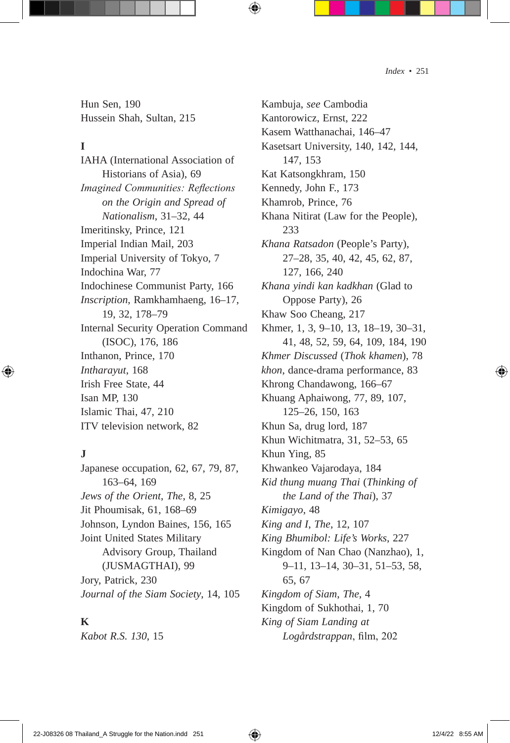Hun Sen, 190
Hussein Shah, Sultan, 215

**I**

IAHA (International Association of Historians of Asia), 69
*Imagined Communities: Reflections on the Origin and Spread of Nationalism*, 31–32, 44
Imeritinsky, Prince, 121
Imperial Indian Mail, 203
Imperial University of Tokyo, 7
Indochina War, 77
Indochinese Communist Party, 166
*Inscription*, Ramkhamhaeng, 16–17, 19, 32, 178–79
Internal Security Operation Command (ISOC), 176, 186
Inthanon, Prince, 170
*Intharayut*, 168
Irish Free State, 44
Isan MP, 130
Islamic Thai, 47, 210
ITV television network, 82

**J**

Japanese occupation, 62, 67, 79, 87, 163–64, 169
*Jews of the Orient, The*, 8, 25
Jit Phoumisak, 61, 168–69
Johnson, Lyndon Baines, 156, 165
Joint United States Military Advisory Group, Thailand (JUSMAGTHAI), 99
Jory, Patrick, 230
*Journal of the Siam Society*, 14, 105

**K**

*Kabot R.S. 130*, 15
Kambuja, *see* Cambodia
Kantorowicz, Ernst, 222
Kasem Watthanachai, 146–47
Kasetsart University, 140, 142, 144, 147, 153
Kat Katsongkhram, 150
Kennedy, John F., 173
Khamrob, Prince, 76
Khana Nitirat (Law for the People), 233
*Khana Ratsadon* (People's Party), 27–28, 35, 40, 42, 45, 62, 87, 127, 166, 240
*Khana yindi kan kadkhan* (Glad to Oppose Party), 26
Khaw Soo Cheang, 217
Khmer, 1, 3, 9–10, 13, 18–19, 30–31, 41, 48, 52, 59, 64, 109, 184, 190
*Khmer Discussed* (*Thok khamen*), 78
*khon*, dance-drama performance, 83
Khrong Chandawong, 166–67
Khuang Aphaiwong, 77, 89, 107, 125–26, 150, 163
Khun Sa, drug lord, 187
Khun Wichitmatra, 31, 52–53, 65
Khun Ying, 85
Khwankeo Vajarodaya, 184
*Kid thung muang Thai* (*Thinking of the Land of the Thai*), 37
*Kimigayo*, 48
*King and I, The*, 12, 107
*King Bhumibol: Life's Works*, 227
Kingdom of Nan Chao (Nanzhao), 1, 9–11, 13–14, 30–31, 51–53, 58, 65, 67
*Kingdom of Siam, The*, 4
Kingdom of Sukhothai, 1, 70
*King of Siam Landing at Logårdstrappan*, film, 202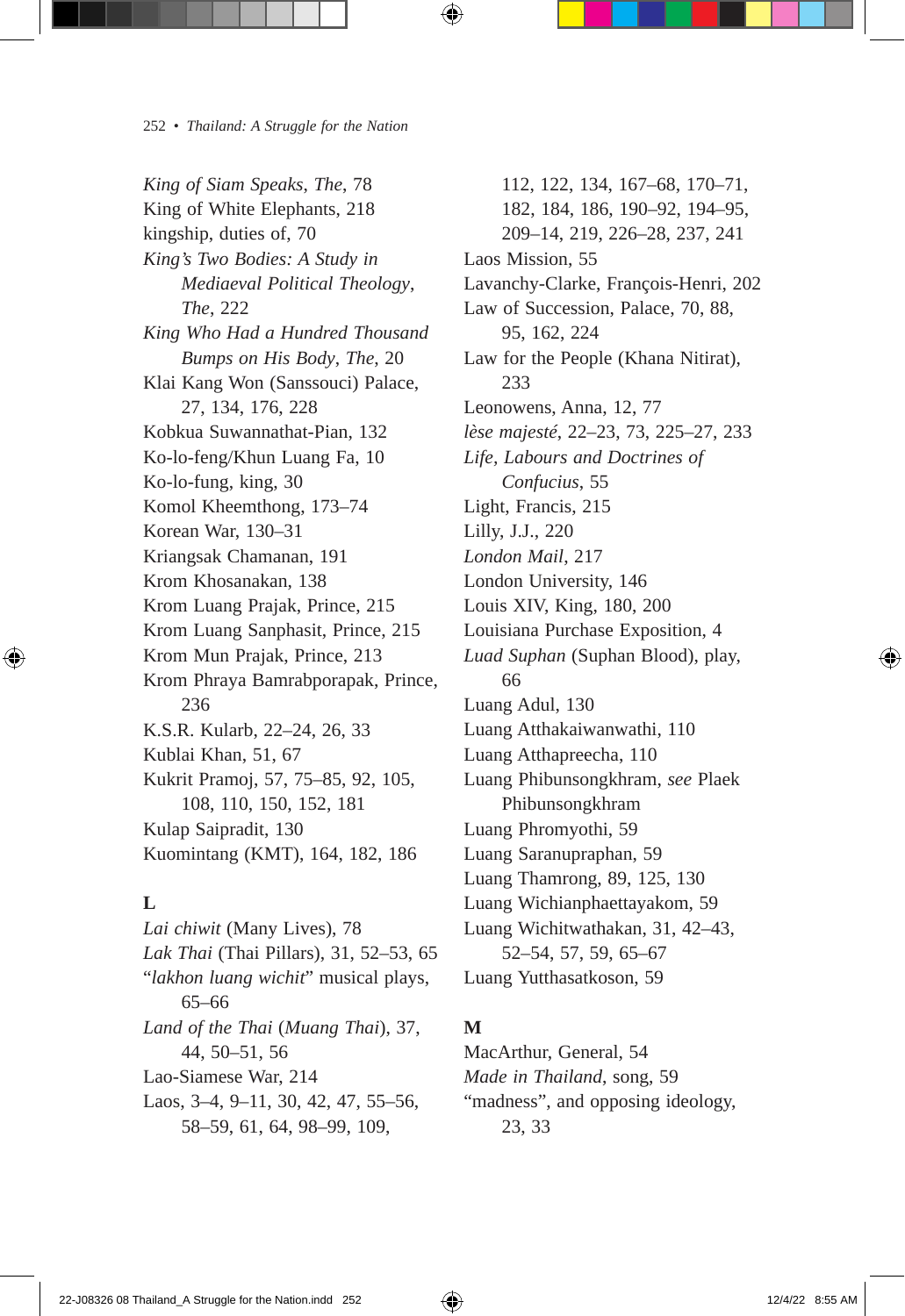*King of Siam Speaks, The*, 78
King of White Elephants, 218
kingship, duties of, 70
*King's Two Bodies: A Study in Mediaeval Political Theology, The*, 222
*King Who Had a Hundred Thousand Bumps on His Body, The*, 20
Klai Kang Won (Sanssouci) Palace, 27, 134, 176, 228
Kobkua Suwannathat-Pian, 132
Ko-lo-feng/Khun Luang Fa, 10
Ko-lo-fung, king, 30
Komol Kheemthong, 173–74
Korean War, 130–31
Kriangsak Chamanan, 191
Krom Khosanakan, 138
Krom Luang Prajak, Prince, 215
Krom Luang Sanphasit, Prince, 215
Krom Mun Prajak, Prince, 213
Krom Phraya Bamrabporapak, Prince, 236
K.S.R. Kularb, 22–24, 26, 33
Kublai Khan, 51, 67
Kukrit Pramoj, 57, 75–85, 92, 105, 108, 110, 150, 152, 181
Kulap Saipradit, 130
Kuomintang (KMT), 164, 182, 186

**L**

*Lai chiwit* (Many Lives), 78
*Lak Thai* (Thai Pillars), 31, 52–53, 65
"*lakhon luang wichit*" musical plays, 65–66
*Land of the Thai* (*Muang Thai*), 37, 44, 50–51, 56
Lao-Siamese War, 214
Laos, 3–4, 9–11, 30, 42, 47, 55–56, 58–59, 61, 64, 98–99, 109, 112, 122, 134, 167–68, 170–71, 182, 184, 186, 190–92, 194–95, 209–14, 219, 226–28, 237, 241
Laos Mission, 55
Lavanchy-Clarke, François-Henri, 202
Law of Succession, Palace, 70, 88, 95, 162, 224
Law for the People (Khana Nitirat), 233
Leonowens, Anna, 12, 77
*lèse majesté*, 22–23, 73, 225–27, 233
*Life, Labours and Doctrines of Confucius*, 55
Light, Francis, 215
Lilly, J.J., 220
*London Mail*, 217
London University, 146
Louis XIV, King, 180, 200
Louisiana Purchase Exposition, 4
*Luad Suphan* (Suphan Blood), play, 66
Luang Adul, 130
Luang Atthakaiwanwathi, 110
Luang Atthapreecha, 110
Luang Phibunsongkhram, *see* Plaek Phibunsongkhram
Luang Phromyothi, 59
Luang Saranupraphan, 59
Luang Thamrong, 89, 125, 130
Luang Wichianphaettayakom, 59
Luang Wichitwathakan, 31, 42–43, 52–54, 57, 59, 65–67
Luang Yutthasatkoson, 59

**M**

MacArthur, General, 54
*Made in Thailand*, song, 59
"madness", and opposing ideology, 23, 33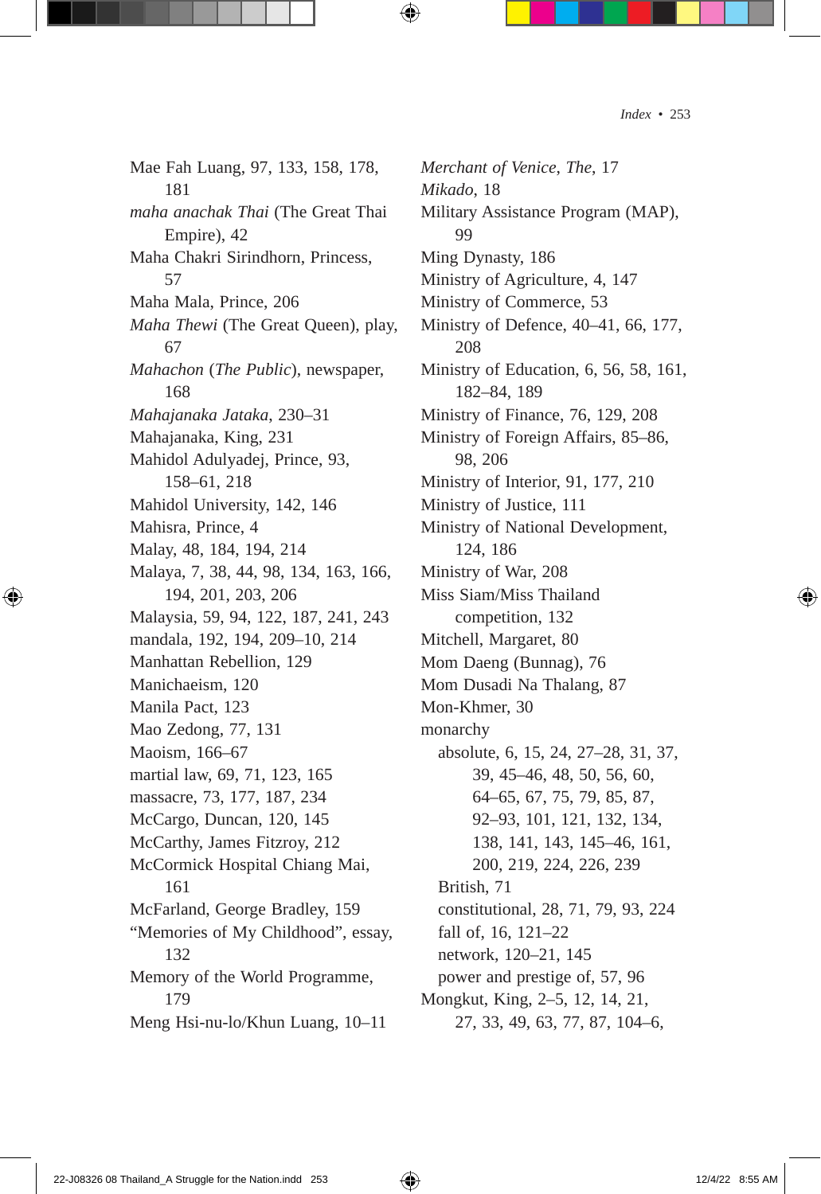Mae Fah Luang, 97, 133, 158, 178, 181
*maha anachak Thai* (The Great Thai Empire), 42
Maha Chakri Sirindhorn, Princess, 57
Maha Mala, Prince, 206
*Maha Thewi* (The Great Queen), play, 67
*Mahachon* (*The Public*), newspaper, 168
*Mahajanaka Jataka*, 230–31
Mahajanaka, King, 231
Mahidol Adulyadej, Prince, 93, 158–61, 218
Mahidol University, 142, 146
Mahisra, Prince, 4
Malay, 48, 184, 194, 214
Malaya, 7, 38, 44, 98, 134, 163, 166, 194, 201, 203, 206
Malaysia, 59, 94, 122, 187, 241, 243
mandala, 192, 194, 209–10, 214
Manhattan Rebellion, 129
Manichaeism, 120
Manila Pact, 123
Mao Zedong, 77, 131
Maoism, 166–67
martial law, 69, 71, 123, 165
massacre, 73, 177, 187, 234
McCargo, Duncan, 120, 145
McCarthy, James Fitzroy, 212
McCormick Hospital Chiang Mai, 161
McFarland, George Bradley, 159
"Memories of My Childhood", essay, 132
Memory of the World Programme, 179
Meng Hsi-nu-lo/Khun Luang, 10–11
*Merchant of Venice, The*, 17
*Mikado*, 18
Military Assistance Program (MAP), 99
Ming Dynasty, 186
Ministry of Agriculture, 4, 147
Ministry of Commerce, 53
Ministry of Defence, 40–41, 66, 177, 208
Ministry of Education, 6, 56, 58, 161, 182–84, 189
Ministry of Finance, 76, 129, 208
Ministry of Foreign Affairs, 85–86, 98, 206
Ministry of Interior, 91, 177, 210
Ministry of Justice, 111
Ministry of National Development, 124, 186
Ministry of War, 208
Miss Siam/Miss Thailand competition, 132
Mitchell, Margaret, 80
Mom Daeng (Bunnag), 76
Mom Dusadi Na Thalang, 87
Mon-Khmer, 30
monarchy
- absolute, 6, 15, 24, 27–28, 31, 37, 39, 45–46, 48, 50, 56, 60, 64–65, 67, 75, 79, 85, 87, 92–93, 101, 121, 132, 134, 138, 141, 143, 145–46, 161, 200, 219, 224, 226, 239
- British, 71
- constitutional, 28, 71, 79, 93, 224
- fall of, 16, 121–22
- network, 120–21, 145
- power and prestige of, 57, 96

Mongkut, King, 2–5, 12, 14, 21, 27, 33, 49, 63, 77, 87, 104–6,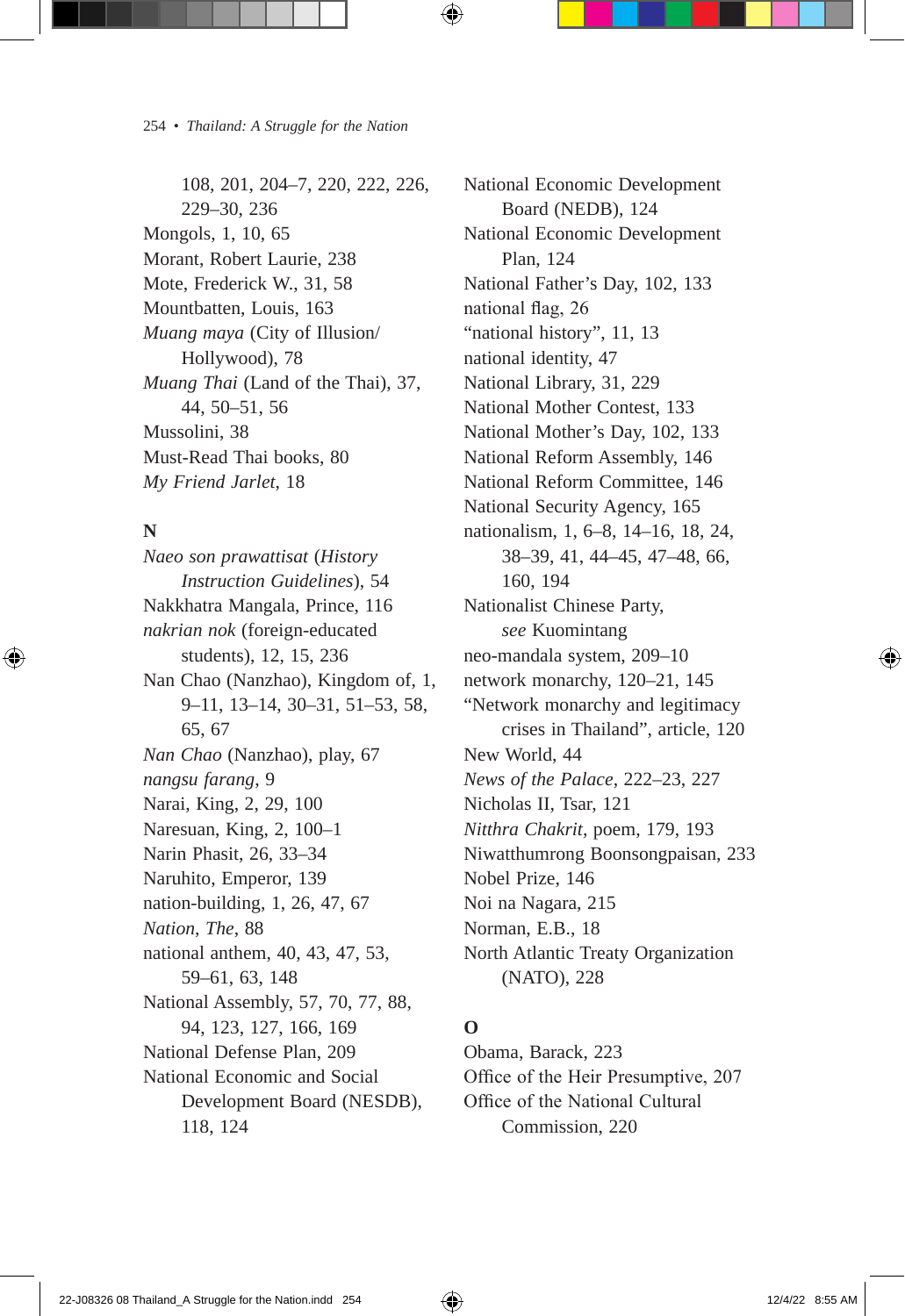108, 201, 204–7, 220, 222, 226, 229–30, 236
Mongols, 1, 10, 65
Morant, Robert Laurie, 238
Mote, Frederick W., 31, 58
Mountbatten, Louis, 163
*Muang maya* (City of Illusion/Hollywood), 78
*Muang Thai* (Land of the Thai), 37, 44, 50–51, 56
Mussolini, 38
Must-Read Thai books, 80
*My Friend Jarlet*, 18

**N**

*Naeo son prawattisat* (*History Instruction Guidelines*), 54
Nakkhatra Mangala, Prince, 116
*nakrian nok* (foreign-educated students), 12, 15, 236
Nan Chao (Nanzhao), Kingdom of, 1, 9–11, 13–14, 30–31, 51–53, 58, 65, 67
*Nan Chao* (Nanzhao), play, 67
*nangsu farang*, 9
Narai, King, 2, 29, 100
Naresuan, King, 2, 100–1
Narin Phasit, 26, 33–34
Naruhito, Emperor, 139
nation-building, 1, 26, 47, 67
*Nation, The*, 88
national anthem, 40, 43, 47, 53, 59–61, 63, 148
National Assembly, 57, 70, 77, 88, 94, 123, 127, 166, 169
National Defense Plan, 209
National Economic and Social Development Board (NESDB), 118, 124
National Economic Development Board (NEDB), 124
National Economic Development Plan, 124
National Father's Day, 102, 133
national flag, 26
"national history", 11, 13
national identity, 47
National Library, 31, 229
National Mother Contest, 133
National Mother's Day, 102, 133
National Reform Assembly, 146
National Reform Committee, 146
National Security Agency, 165
nationalism, 1, 6–8, 14–16, 18, 24, 38–39, 41, 44–45, 47–48, 66, 160, 194
Nationalist Chinese Party, *see* Kuomintang
neo-mandala system, 209–10
network monarchy, 120–21, 145
"Network monarchy and legitimacy crises in Thailand", article, 120
New World, 44
*News of the Palace*, 222–23, 227
Nicholas II, Tsar, 121
*Nitthra Chakrit*, poem, 179, 193
Niwatthumrong Boonsongpaisan, 233
Nobel Prize, 146
Noi na Nagara, 215
Norman, E.B., 18
North Atlantic Treaty Organization (NATO), 228

**O**

Obama, Barack, 223
Office of the Heir Presumptive, 207
Office of the National Cultural Commission, 220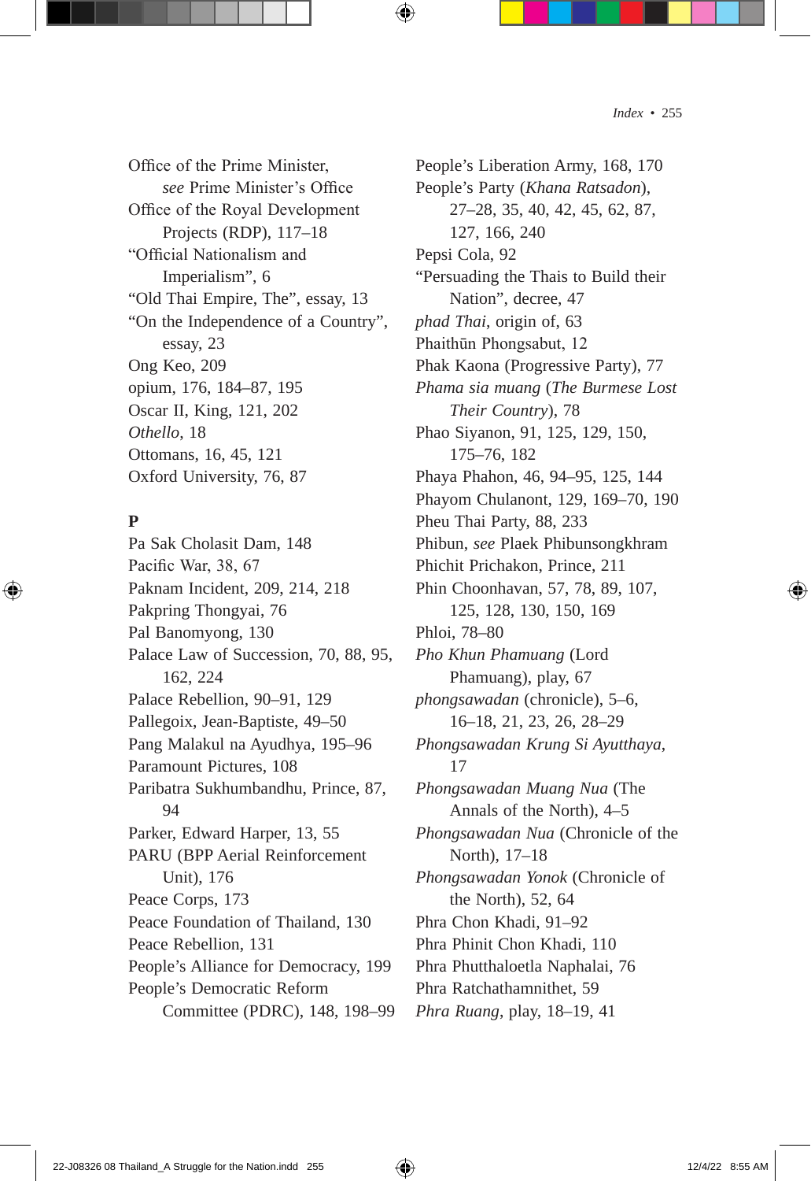Office of the Prime Minister, *see* Prime Minister's Office
Office of the Royal Development Projects (RDP), 117–18
"Official Nationalism and Imperialism", 6
"Old Thai Empire, The", essay, 13
"On the Independence of a Country", essay, 23
Ong Keo, 209
opium, 176, 184–87, 195
Oscar II, King, 121, 202
*Othello*, 18
Ottomans, 16, 45, 121
Oxford University, 76, 87

**P**

Pa Sak Cholasit Dam, 148
Pacific War, 38, 67
Paknam Incident, 209, 214, 218
Pakpring Thongyai, 76
Pal Banomyong, 130
Palace Law of Succession, 70, 88, 95, 162, 224
Palace Rebellion, 90–91, 129
Pallegoix, Jean-Baptiste, 49–50
Pang Malakul na Ayudhya, 195–96
Paramount Pictures, 108
Paribatra Sukhumbandhu, Prince, 87, 94
Parker, Edward Harper, 13, 55
PARU (BPP Aerial Reinforcement Unit), 176
Peace Corps, 173
Peace Foundation of Thailand, 130
Peace Rebellion, 131
People's Alliance for Democracy, 199
People's Democratic Reform Committee (PDRC), 148, 198–99
People's Liberation Army, 168, 170
People's Party (*Khana Ratsadon*), 27–28, 35, 40, 42, 45, 62, 87, 127, 166, 240
Pepsi Cola, 92
"Persuading the Thais to Build their Nation", decree, 47
*phad Thai*, origin of, 63
Phaithūn Phongsabut, 12
Phak Kaona (Progressive Party), 77
*Phama sia muang* (*The Burmese Lost Their Country*), 78
Phao Siyanon, 91, 125, 129, 150, 175–76, 182
Phaya Phahon, 46, 94–95, 125, 144
Phayom Chulanont, 129, 169–70, 190
Pheu Thai Party, 88, 233
Phibun, *see* Plaek Phibunsongkhram
Phichit Prichakon, Prince, 211
Phin Choonhavan, 57, 78, 89, 107, 125, 128, 130, 150, 169
Phloi, 78–80
*Pho Khun Phamuang* (Lord Phamuang), play, 67
*phongsawadan* (chronicle), 5–6, 16–18, 21, 23, 26, 28–29
*Phongsawadan Krung Si Ayutthaya*, 17
*Phongsawadan Muang Nua* (The Annals of the North), 4–5
*Phongsawadan Nua* (Chronicle of the North), 17–18
*Phongsawadan Yonok* (Chronicle of the North), 52, 64
Phra Chon Khadi, 91–92
Phra Phinit Chon Khadi, 110
Phra Phutthaloetla Naphalai, 76
Phra Ratchathamnithet, 59
*Phra Ruang*, play, 18–19, 41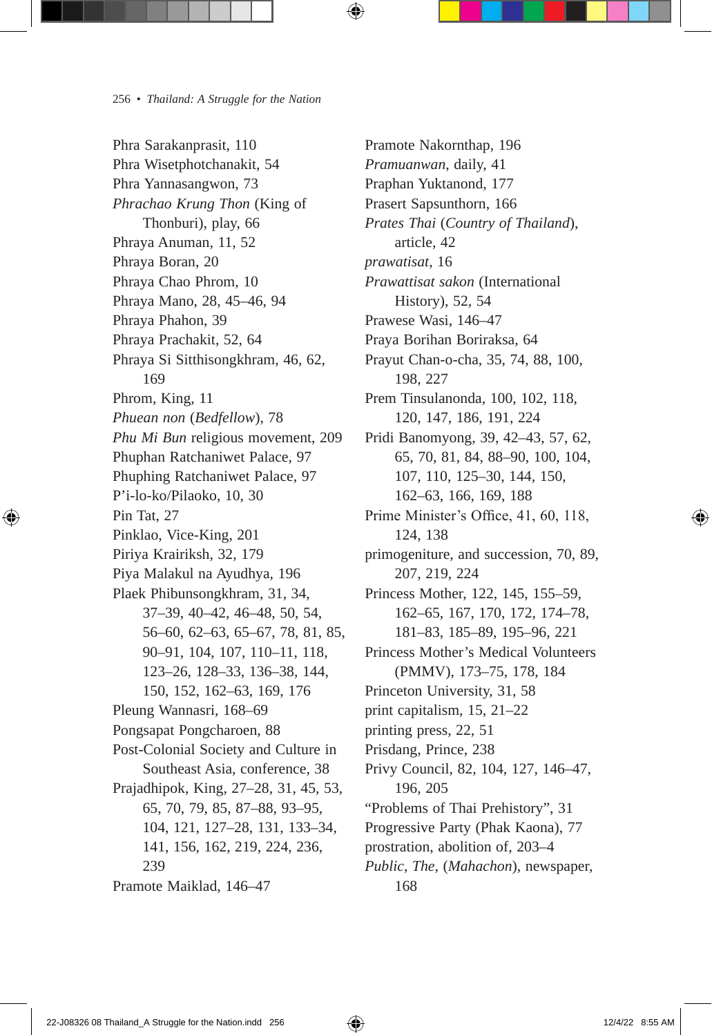Phra Sarakanprasit, 110
Phra Wisetphotchanakit, 54
Phra Yannasangwon, 73
*Phrachao Krung Thon* (King of Thonburi), play, 66
Phraya Anuman, 11, 52
Phraya Boran, 20
Phraya Chao Phrom, 10
Phraya Mano, 28, 45–46, 94
Phraya Phahon, 39
Phraya Prachakit, 52, 64
Phraya Si Sitthisongkhram, 46, 62, 169
Phrom, King, 11
*Phuean non* (*Bedfellow*), 78
*Phu Mi Bun* religious movement, 209
Phuphan Ratchaniwet Palace, 97
Phuphing Ratchaniwet Palace, 97
P'i-lo-ko/Pilaoko, 10, 30
Pin Tat, 27
Pinklao, Vice-King, 201
Piriya Krairiksh, 32, 179
Piya Malakul na Ayudhya, 196
Plaek Phibunsongkhram, 31, 34, 37–39, 40–42, 46–48, 50, 54, 56–60, 62–63, 65–67, 78, 81, 85, 90–91, 104, 107, 110–11, 118, 123–26, 128–33, 136–38, 144, 150, 152, 162–63, 169, 176
Pleung Wannasri, 168–69
Pongsapat Pongcharoen, 88
Post-Colonial Society and Culture in Southeast Asia, conference, 38
Prajadhipok, King, 27–28, 31, 45, 53, 65, 70, 79, 85, 87–88, 93–95, 104, 121, 127–28, 131, 133–34, 141, 156, 162, 219, 224, 236, 239
Pramote Maiklad, 146–47
Pramote Nakornthap, 196
*Pramuanwan*, daily, 41
Praphan Yuktanond, 177
Prasert Sapsunthorn, 166
*Prates Thai* (*Country of Thailand*), article, 42
*prawatisat*, 16
*Prawattisat sakon* (International History), 52, 54
Prawese Wasi, 146–47
Praya Borihan Boriraksa, 64
Prayut Chan-o-cha, 35, 74, 88, 100, 198, 227
Prem Tinsulanonda, 100, 102, 118, 120, 147, 186, 191, 224
Pridi Banomyong, 39, 42–43, 57, 62, 65, 70, 81, 84, 88–90, 100, 104, 107, 110, 125–30, 144, 150, 162–63, 166, 169, 188
Prime Minister's Office, 41, 60, 118, 124, 138
primogeniture, and succession, 70, 89, 207, 219, 224
Princess Mother, 122, 145, 155–59, 162–65, 167, 170, 172, 174–78, 181–83, 185–89, 195–96, 221
Princess Mother's Medical Volunteers (PMMV), 173–75, 178, 184
Princeton University, 31, 58
print capitalism, 15, 21–22
printing press, 22, 51
Prisdang, Prince, 238
Privy Council, 82, 104, 127, 146–47, 196, 205
"Problems of Thai Prehistory", 31
Progressive Party (Phak Kaona), 77
prostration, abolition of, 203–4
*Public*, *The*, (*Mahachon*), newspaper, 168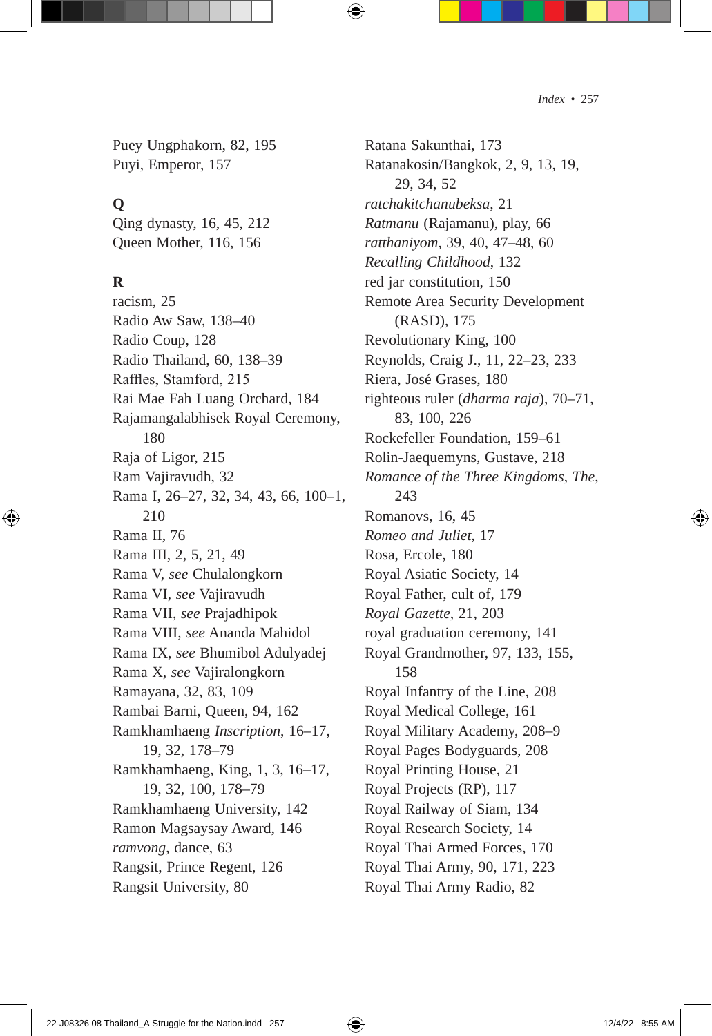Puey Ungphakorn, 82, 195
Puyi, Emperor, 157

**Q**

Qing dynasty, 16, 45, 212
Queen Mother, 116, 156

**R**

racism, 25
Radio Aw Saw, 138–40
Radio Coup, 128
Radio Thailand, 60, 138–39
Raffles, Stamford, 215
Rai Mae Fah Luang Orchard, 184
Rajamangalabhisek Royal Ceremony, 180
Raja of Ligor, 215
Ram Vajiravudh, 32
Rama I, 26–27, 32, 34, 43, 66, 100–1, 210
Rama II, 76
Rama III, 2, 5, 21, 49
Rama V, *see* Chulalongkorn
Rama VI, *see* Vajiravudh
Rama VII, *see* Prajadhipok
Rama VIII, *see* Ananda Mahidol
Rama IX, *see* Bhumibol Adulyadej
Rama X, *see* Vajiralongkorn
Ramayana, 32, 83, 109
Rambai Barni, Queen, 94, 162
Ramkhamhaeng *Inscription*, 16–17, 19, 32, 178–79
Ramkhamhaeng, King, 1, 3, 16–17, 19, 32, 100, 178–79
Ramkhamhaeng University, 142
Ramon Magsaysay Award, 146
*ramvong*, dance, 63
Rangsit, Prince Regent, 126
Rangsit University, 80
Ratana Sakunthai, 173
Ratanakosin/Bangkok, 2, 9, 13, 19, 29, 34, 52
*ratchakitchanubeksa*, 21
*Ratmanu* (Rajamanu), play, 66
*ratthaniyom*, 39, 40, 47–48, 60
*Recalling Childhood*, 132
red jar constitution, 150
Remote Area Security Development (RASD), 175
Revolutionary King, 100
Reynolds, Craig J., 11, 22–23, 233
Riera, José Grases, 180
righteous ruler (*dharma raja*), 70–71, 83, 100, 226
Rockefeller Foundation, 159–61
Rolin-Jaequemyns, Gustave, 218
*Romance of the Three Kingdoms*, *The*, 243
Romanovs, 16, 45
*Romeo and Juliet*, 17
Rosa, Ercole, 180
Royal Asiatic Society, 14
Royal Father, cult of, 179
*Royal Gazette*, 21, 203
royal graduation ceremony, 141
Royal Grandmother, 97, 133, 155, 158
Royal Infantry of the Line, 208
Royal Medical College, 161
Royal Military Academy, 208–9
Royal Pages Bodyguards, 208
Royal Printing House, 21
Royal Projects (RP), 117
Royal Railway of Siam, 134
Royal Research Society, 14
Royal Thai Armed Forces, 170
Royal Thai Army, 90, 171, 223
Royal Thai Army Radio, 82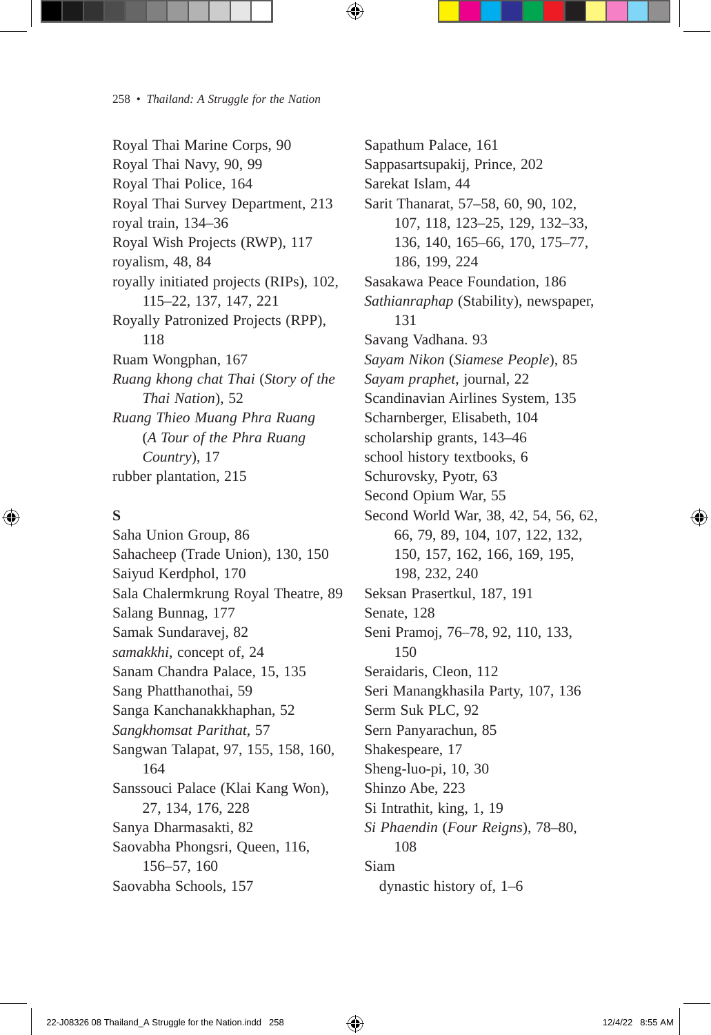Royal Thai Marine Corps, 90
Royal Thai Navy, 90, 99
Royal Thai Police, 164
Royal Thai Survey Department, 213
royal train, 134–36
Royal Wish Projects (RWP), 117
royalism, 48, 84
royally initiated projects (RIPs), 102, 115–22, 137, 147, 221
Royally Patronized Projects (RPP), 118
Ruam Wongphan, 167
*Ruang khong chat Thai* (*Story of the Thai Nation*), 52
*Ruang Thieo Muang Phra Ruang* (*A Tour of the Phra Ruang Country*), 17
rubber plantation, 215

**S**

Saha Union Group, 86
Sahacheep (Trade Union), 130, 150
Saiyud Kerdphol, 170
Sala Chalermkrung Royal Theatre, 89
Salang Bunnag, 177
Samak Sundaravej, 82
*samakkhi*, concept of, 24
Sanam Chandra Palace, 15, 135
Sang Phatthanothai, 59
Sanga Kanchanakkhaphan, 52
*Sangkhomsat Parithat*, 57
Sangwan Talapat, 97, 155, 158, 160, 164
Sanssouci Palace (Klai Kang Won), 27, 134, 176, 228
Sanya Dharmasakti, 82
Saovabha Phongsri, Queen, 116, 156–57, 160
Saovabha Schools, 157
Sapathum Palace, 161
Sappasartsupakij, Prince, 202
Sarekat Islam, 44
Sarit Thanarat, 57–58, 60, 90, 102, 107, 118, 123–25, 129, 132–33, 136, 140, 165–66, 170, 175–77, 186, 199, 224
Sasakawa Peace Foundation, 186
*Sathianraphap* (Stability), newspaper, 131
Savang Vadhana. 93
*Sayam Nikon* (*Siamese People*), 85
*Sayam praphet*, journal, 22
Scandinavian Airlines System, 135
Scharnberger, Elisabeth, 104
scholarship grants, 143–46
school history textbooks, 6
Schurovsky, Pyotr, 63
Second Opium War, 55
Second World War, 38, 42, 54, 56, 62, 66, 79, 89, 104, 107, 122, 132, 150, 157, 162, 166, 169, 195, 198, 232, 240
Seksan Prasertkul, 187, 191
Senate, 128
Seni Pramoj, 76–78, 92, 110, 133, 150
Seraidaris, Cleon, 112
Seri Manangkhasila Party, 107, 136
Serm Suk PLC, 92
Sern Panyarachun, 85
Shakespeare, 17
Sheng-luo-pi, 10, 30
Shinzo Abe, 223
Si Intrathit, king, 1, 19
*Si Phaendin* (*Four Reigns*), 78–80, 108
Siam
  dynastic history of, 1–6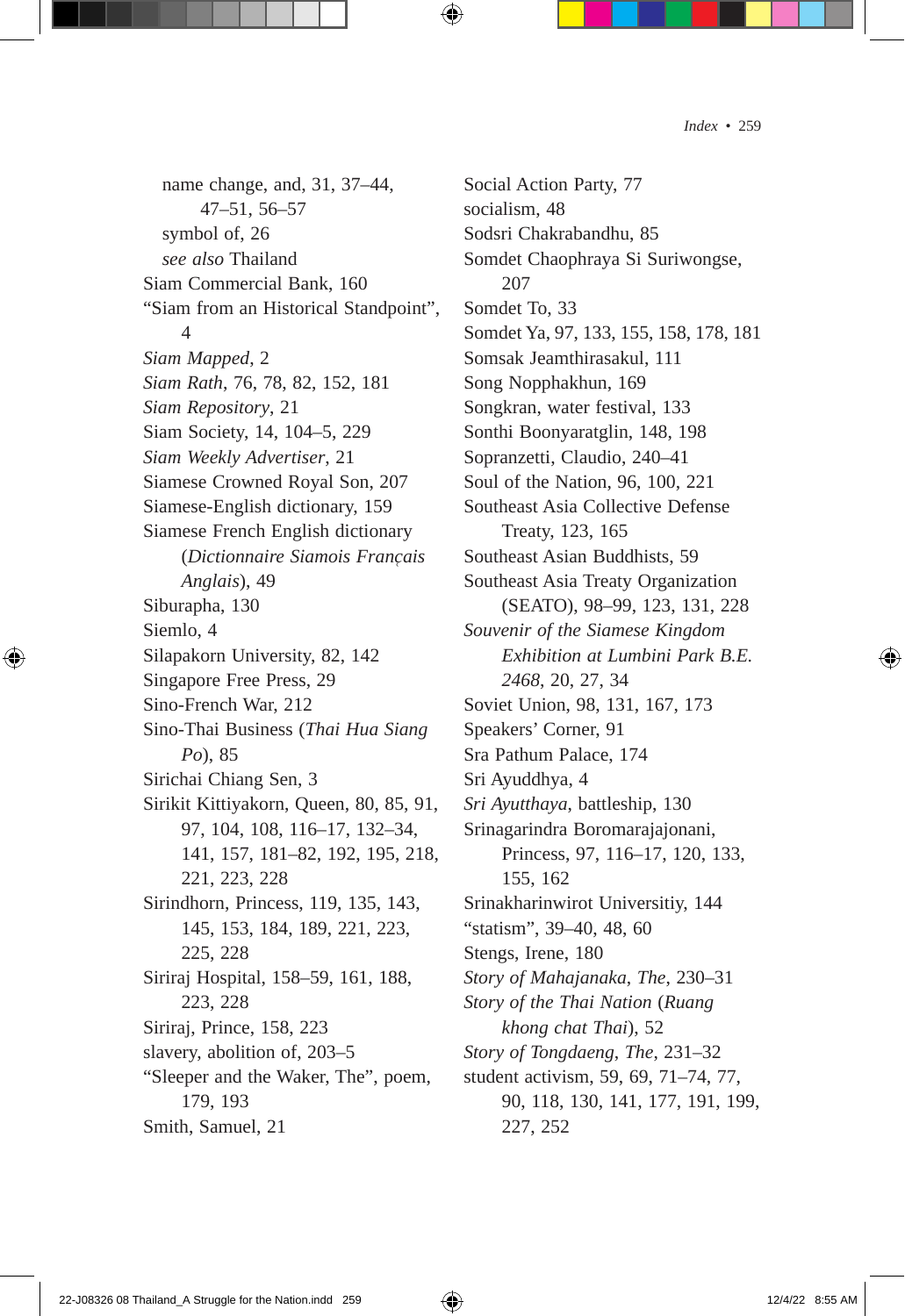name change, and, 31, 37–44, 47–51, 56–57
symbol of, 26
*see also* Thailand
Siam Commercial Bank, 160
"Siam from an Historical Standpoint", 4
*Siam Mapped*, 2
*Siam Rath*, 76, 78, 82, 152, 181
*Siam Repository*, 21
Siam Society, 14, 104–5, 229
*Siam Weekly Advertiser*, 21
Siamese Crowned Royal Son, 207
Siamese-English dictionary, 159
Siamese French English dictionary (*Dictionnaire Siamois Français Anglais*), 49
Siburapha, 130
Siemlo, 4
Silapakorn University, 82, 142
Singapore Free Press, 29
Sino-French War, 212
Sino-Thai Business (*Thai Hua Siang Po*), 85
Sirichai Chiang Sen, 3
Sirikit Kittiyakorn, Queen, 80, 85, 91, 97, 104, 108, 116–17, 132–34, 141, 157, 181–82, 192, 195, 218, 221, 223, 228
Sirindhorn, Princess, 119, 135, 143, 145, 153, 184, 189, 221, 223, 225, 228
Siriraj Hospital, 158–59, 161, 188, 223, 228
Siriraj, Prince, 158, 223
slavery, abolition of, 203–5
"Sleeper and the Waker, The", poem, 179, 193
Smith, Samuel, 21
Social Action Party, 77
socialism, 48
Sodsri Chakrabandhu, 85
Somdet Chaophraya Si Suriwongse, 207
Somdet To, 33
Somdet Ya, 97, 133, 155, 158, 178, 181
Somsak Jeamthirasakul, 111
Song Nopphakhun, 169
Songkran, water festival, 133
Sonthi Boonyaratglin, 148, 198
Sopranzetti, Claudio, 240–41
Soul of the Nation, 96, 100, 221
Southeast Asia Collective Defense Treaty, 123, 165
Southeast Asian Buddhists, 59
Southeast Asia Treaty Organization (SEATO), 98–99, 123, 131, 228
*Souvenir of the Siamese Kingdom Exhibition at Lumbini Park B.E. 2468*, 20, 27, 34
Soviet Union, 98, 131, 167, 173
Speakers' Corner, 91
Sra Pathum Palace, 174
Sri Ayuddhya, 4
*Sri Ayutthaya*, battleship, 130
Srinagarindra Boromarajajonani, Princess, 97, 116–17, 120, 133, 155, 162
Srinakharinwirot Universitiy, 144
"statism", 39–40, 48, 60
Stengs, Irene, 180
*Story of Mahajanaka, The*, 230–31
*Story of the Thai Nation* (*Ruang khong chat Thai*), 52
*Story of Tongdaeng, The*, 231–32
student activism, 59, 69, 71–74, 77, 90, 118, 130, 141, 177, 191, 199, 227, 252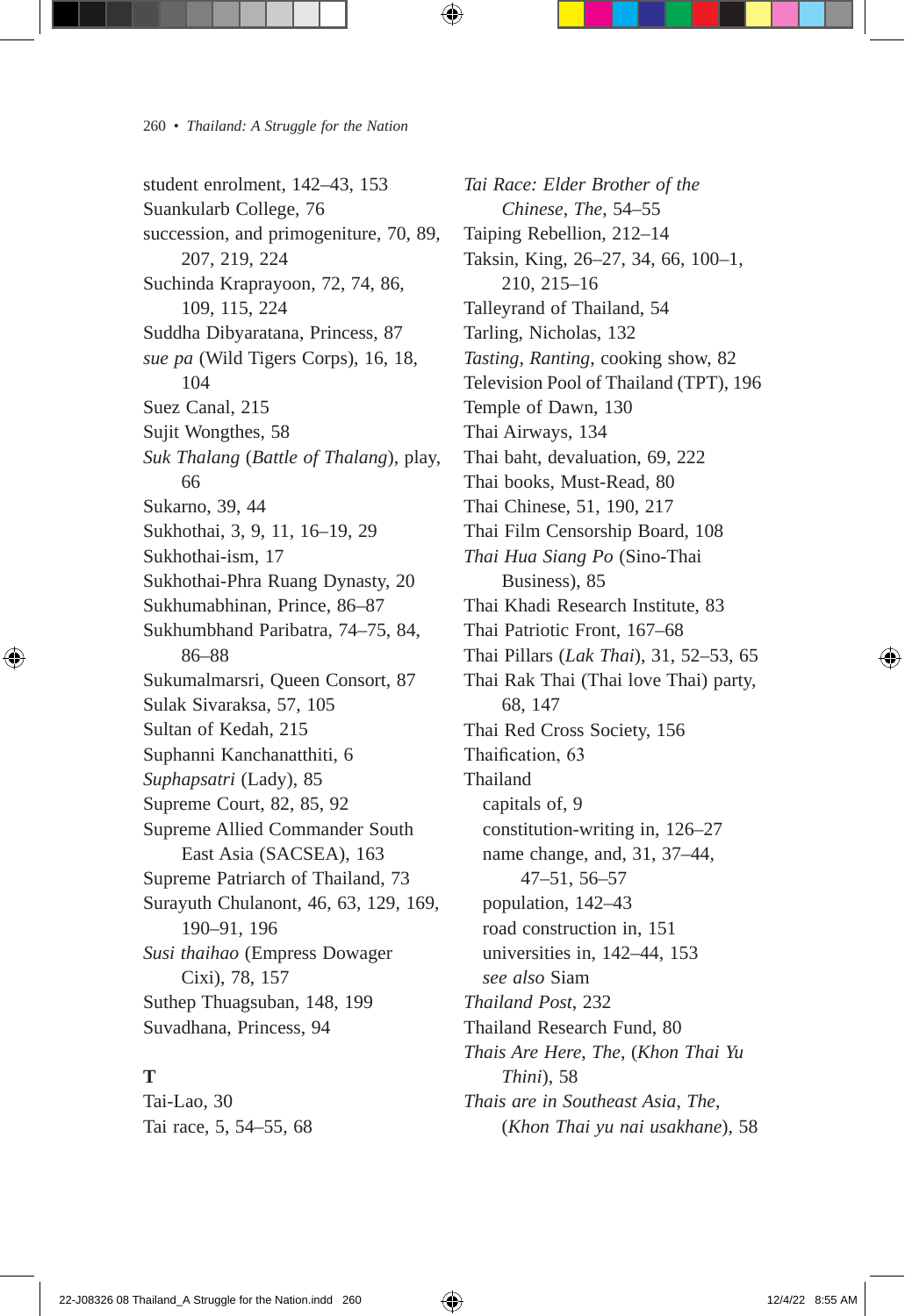student enrolment, 142–43, 153
Suankularb College, 76
succession, and primogeniture, 70, 89, 207, 219, 224
Suchinda Kraprayoon, 72, 74, 86, 109, 115, 224
Suddha Dibyaratana, Princess, 87
*sue pa* (Wild Tigers Corps), 16, 18, 104
Suez Canal, 215
Sujit Wongthes, 58
*Suk Thalang* (*Battle of Thalang*), play, 66
Sukarno, 39, 44
Sukhothai, 3, 9, 11, 16–19, 29
Sukhothai-ism, 17
Sukhothai-Phra Ruang Dynasty, 20
Sukhumabhinan, Prince, 86–87
Sukhumbhand Paribatra, 74–75, 84, 86–88
Sukumalmarsri, Queen Consort, 87
Sulak Sivaraksa, 57, 105
Sultan of Kedah, 215
Suphanni Kanchanatthiti, 6
*Suphapsatri* (Lady), 85
Supreme Court, 82, 85, 92
Supreme Allied Commander South East Asia (SACSEA), 163
Supreme Patriarch of Thailand, 73
Surayuth Chulanont, 46, 63, 129, 169, 190–91, 196
*Susi thaihao* (Empress Dowager Cixi), 78, 157
Suthep Thuagsuban, 148, 199
Suvadhana, Princess, 94

**T**

Tai-Lao, 30
Tai race, 5, 54–55, 68
*Tai Race: Elder Brother of the Chinese*, *The*, 54–55
Taiping Rebellion, 212–14
Taksin, King, 26–27, 34, 66, 100–1, 210, 215–16
Talleyrand of Thailand, 54
Tarling, Nicholas, 132
*Tasting*, *Ranting*, cooking show, 82
Television Pool of Thailand (TPT), 196
Temple of Dawn, 130
Thai Airways, 134
Thai baht, devaluation, 69, 222
Thai books, Must-Read, 80
Thai Chinese, 51, 190, 217
Thai Film Censorship Board, 108
*Thai Hua Siang Po* (Sino-Thai Business), 85
Thai Khadi Research Institute, 83
Thai Patriotic Front, 167–68
Thai Pillars (*Lak Thai*), 31, 52–53, 65
Thai Rak Thai (Thai love Thai) party, 68, 147
Thai Red Cross Society, 156
Thaification, 63
Thailand
  capitals of, 9
  constitution-writing in, 126–27
  name change, and, 31, 37–44, 47–51, 56–57
  population, 142–43
  road construction in, 151
  universities in, 142–44, 153
  *see also* Siam
*Thailand Post*, 232
Thailand Research Fund, 80
*Thais Are Here*, *The*, (*Khon Thai Yu Thini*), 58
*Thais are in Southeast Asia*, *The*, (*Khon Thai yu nai usakhane*), 58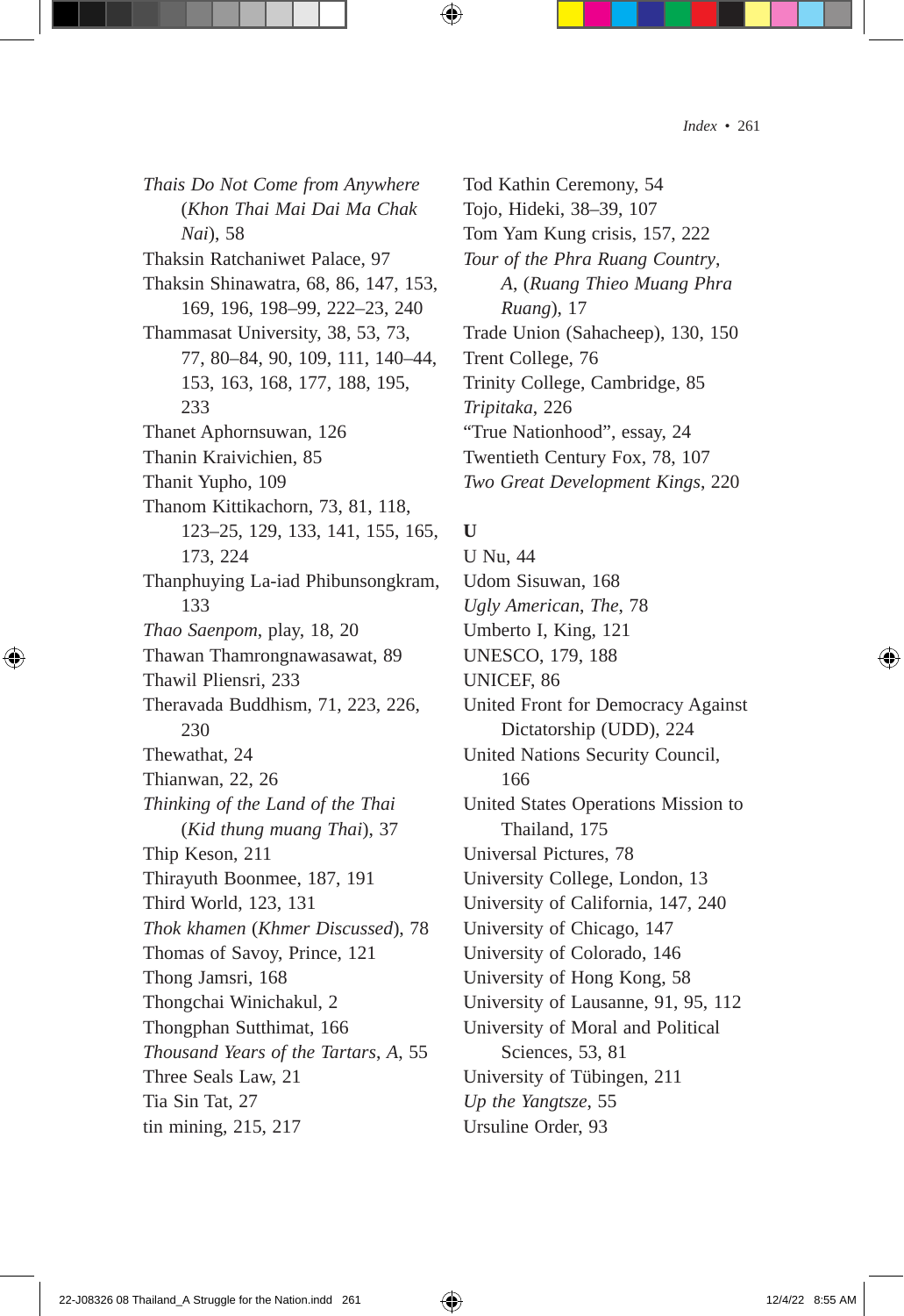*Thais Do Not Come from Anywhere* (*Khon Thai Mai Dai Ma Chak Nai*), 58
Thaksin Ratchaniwet Palace, 97
Thaksin Shinawatra, 68, 86, 147, 153, 169, 196, 198–99, 222–23, 240
Thammasat University, 38, 53, 73, 77, 80–84, 90, 109, 111, 140–44, 153, 163, 168, 177, 188, 195, 233
Thanet Aphornsuwan, 126
Thanin Kraivichien, 85
Thanit Yupho, 109
Thanom Kittikachorn, 73, 81, 118, 123–25, 129, 133, 141, 155, 165, 173, 224
Thanphuying La-iad Phibunsongkram, 133
*Thao Saenpom*, play, 18, 20
Thawan Thamrongnawasawat, 89
Thawil Pliensri, 233
Theravada Buddhism, 71, 223, 226, 230
Thewathat, 24
Thianwan, 22, 26
*Thinking of the Land of the Thai* (*Kid thung muang Thai*), 37
Thip Keson, 211
Thirayuth Boonmee, 187, 191
Third World, 123, 131
*Thok khamen* (*Khmer Discussed*), 78
Thomas of Savoy, Prince, 121
Thong Jamsri, 168
Thongchai Winichakul, 2
Thongphan Sutthimat, 166
*Thousand Years of the Tartars*, *A*, 55
Three Seals Law, 21
Tia Sin Tat, 27
tin mining, 215, 217
Tod Kathin Ceremony, 54
Tojo, Hideki, 38–39, 107
Tom Yam Kung crisis, 157, 222
*Tour of the Phra Ruang Country*, *A*, (*Ruang Thieo Muang Phra Ruang*), 17
Trade Union (Sahacheep), 130, 150
Trent College, 76
Trinity College, Cambridge, 85
*Tripitaka*, 226
"True Nationhood", essay, 24
Twentieth Century Fox, 78, 107
*Two Great Development Kings*, 220

**U**

U Nu, 44
Udom Sisuwan, 168
*Ugly American*, *The*, 78
Umberto I, King, 121
UNESCO, 179, 188
UNICEF, 86
United Front for Democracy Against Dictatorship (UDD), 224
United Nations Security Council, 166
United States Operations Mission to Thailand, 175
Universal Pictures, 78
University College, London, 13
University of California, 147, 240
University of Chicago, 147
University of Colorado, 146
University of Hong Kong, 58
University of Lausanne, 91, 95, 112
University of Moral and Political Sciences, 53, 81
University of Tübingen, 211
*Up the Yangtsze*, 55
Ursuline Order, 93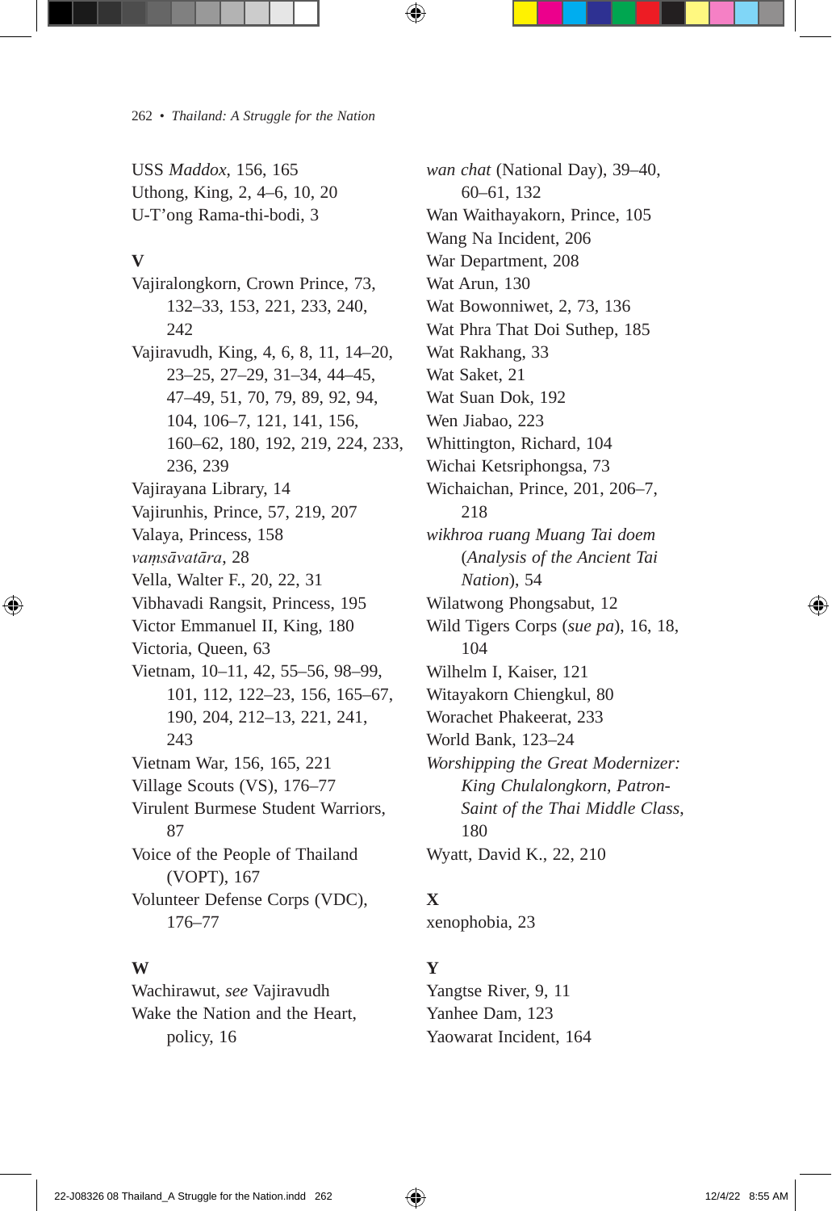USS *Maddox*, 156, 165
Uthong, King, 2, 4–6, 10, 20
U-T'ong Rama-thi-bodi, 3

**V**

Vajiralongkorn, Crown Prince, 73, 132–33, 153, 221, 233, 240, 242
Vajiravudh, King, 4, 6, 8, 11, 14–20, 23–25, 27–29, 31–34, 44–45, 47–49, 51, 70, 79, 89, 92, 94, 104, 106–7, 121, 141, 156, 160–62, 180, 192, 219, 224, 233, 236, 239
Vajirayana Library, 14
Vajirunhis, Prince, 57, 219, 207
Valaya, Princess, 158
*vaṃsāvatāra*, 28
Vella, Walter F., 20, 22, 31
Vibhavadi Rangsit, Princess, 195
Victor Emmanuel II, King, 180
Victoria, Queen, 63
Vietnam, 10–11, 42, 55–56, 98–99, 101, 112, 122–23, 156, 165–67, 190, 204, 212–13, 221, 241, 243
Vietnam War, 156, 165, 221
Village Scouts (VS), 176–77
Virulent Burmese Student Warriors, 87
Voice of the People of Thailand (VOPT), 167
Volunteer Defense Corps (VDC), 176–77

**W**

Wachirawut, *see* Vajiravudh
Wake the Nation and the Heart, policy, 16
*wan chat* (National Day), 39–40, 60–61, 132
Wan Waithayakorn, Prince, 105
Wang Na Incident, 206
War Department, 208
Wat Arun, 130
Wat Bowonniwet, 2, 73, 136
Wat Phra That Doi Suthep, 185
Wat Rakhang, 33
Wat Saket, 21
Wat Suan Dok, 192
Wen Jiabao, 223
Whittington, Richard, 104
Wichai Ketsriphongsa, 73
Wichaichan, Prince, 201, 206–7, 218
*wikhroa ruang Muang Tai doem* (*Analysis of the Ancient Tai Nation*), 54
Wilatwong Phongsabut, 12
Wild Tigers Corps (*sue pa*), 16, 18, 104
Wilhelm I, Kaiser, 121
Witayakorn Chiengkul, 80
Worachet Phakeerat, 233
World Bank, 123–24
*Worshipping the Great Modernizer: King Chulalongkorn, Patron-Saint of the Thai Middle Class*, 180
Wyatt, David K., 22, 210

**X**

xenophobia, 23

**Y**

Yangtse River, 9, 11
Yanhee Dam, 123
Yaowarat Incident, 164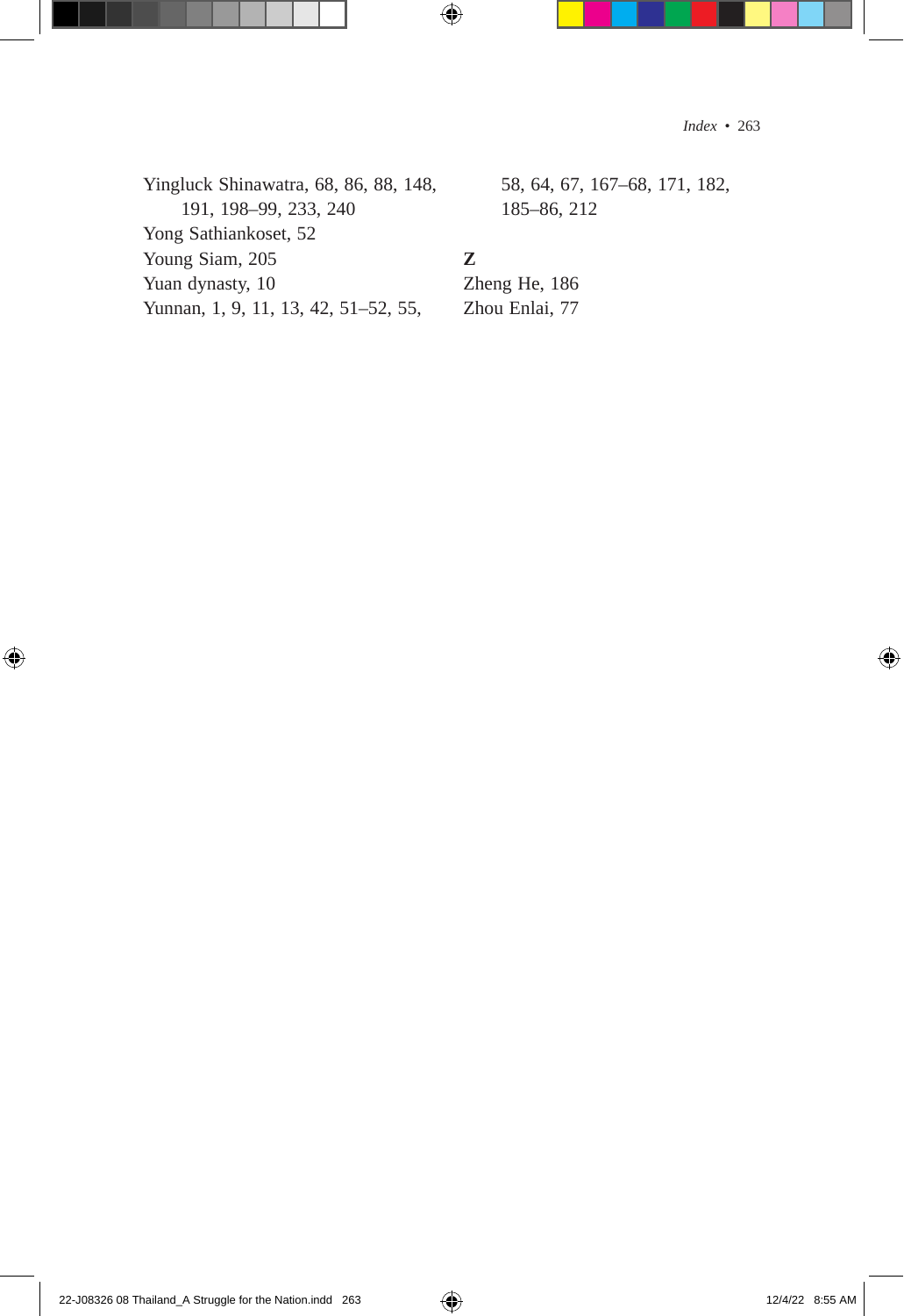Yingluck Shinawatra, 68, 86, 88, 148, 191, 198–99, 233, 240
Yong Sathiankoset, 52
Young Siam, 205
Yuan dynasty, 10
Yunnan, 1, 9, 11, 13, 42, 51–52, 55, 58, 64, 67, 167–68, 171, 182, 185–86, 212

**Z**

Zheng He, 186
Zhou Enlai, 77